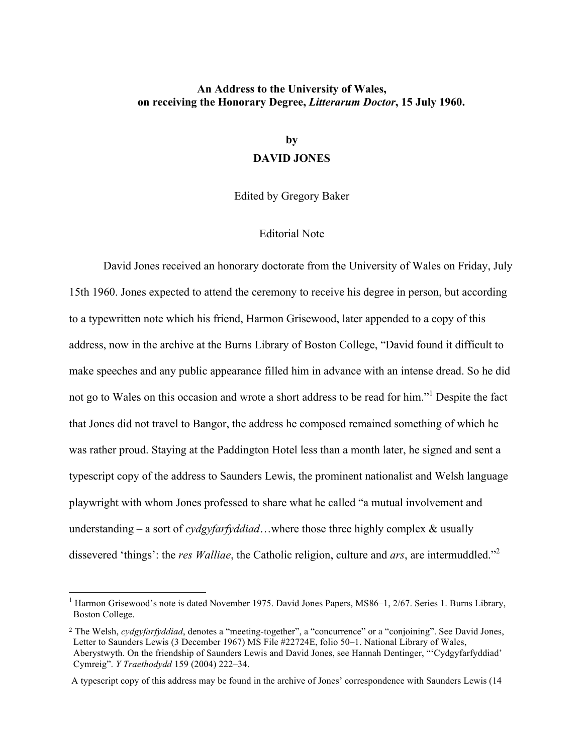**An Address to the University of Wales, on receiving the Honorary Degree, *Litterarum Doctor*, 15 July 1960.**

**by**
**DAVID JONES**

Edited by Gregory Baker

Editorial Note

David Jones received an honorary doctorate from the University of Wales on Friday, July 15th 1960. Jones expected to attend the ceremony to receive his degree in person, but according to a typewritten note which his friend, Harmon Grisewood, later appended to a copy of this address, now in the archive at the Burns Library of Boston College, "David found it difficult to make speeches and any public appearance filled him in advance with an intense dread. So he did not go to Wales on this occasion and wrote a short address to be read for him."[1] Despite the fact that Jones did not travel to Bangor, the address he composed remained something of which he was rather proud. Staying at the Paddington Hotel less than a month later, he signed and sent a typescript copy of the address to Saunders Lewis, the prominent nationalist and Welsh language playwright with whom Jones professed to share what he called "a mutual involvement and understanding – a sort of *cydgyfarfyddiad*…where those three highly complex & usually dissevered 'things': the *res Walliae*, the Catholic religion, culture and *ars*, are intermuddled."[2]

---

[1] Harmon Grisewood's note is dated November 1975. David Jones Papers, MS86–1, 2/67. Series 1. Burns Library, Boston College.

[2] The Welsh, *cydgyfarfyddiad*, denotes a "meeting-together", a "concurrence" or a "conjoining". See David Jones, Letter to Saunders Lewis (3 December 1967) MS File #22724E, folio 50–1. National Library of Wales, Aberystwyth. On the friendship of Saunders Lewis and David Jones, see Hannah Dentinger, "'Cydgyfarfyddiad' Cymreig". *Y Traethodydd* 159 (2004) 222–34.

A typescript copy of this address may be found in the archive of Jones' correspondence with Saunders Lewis (14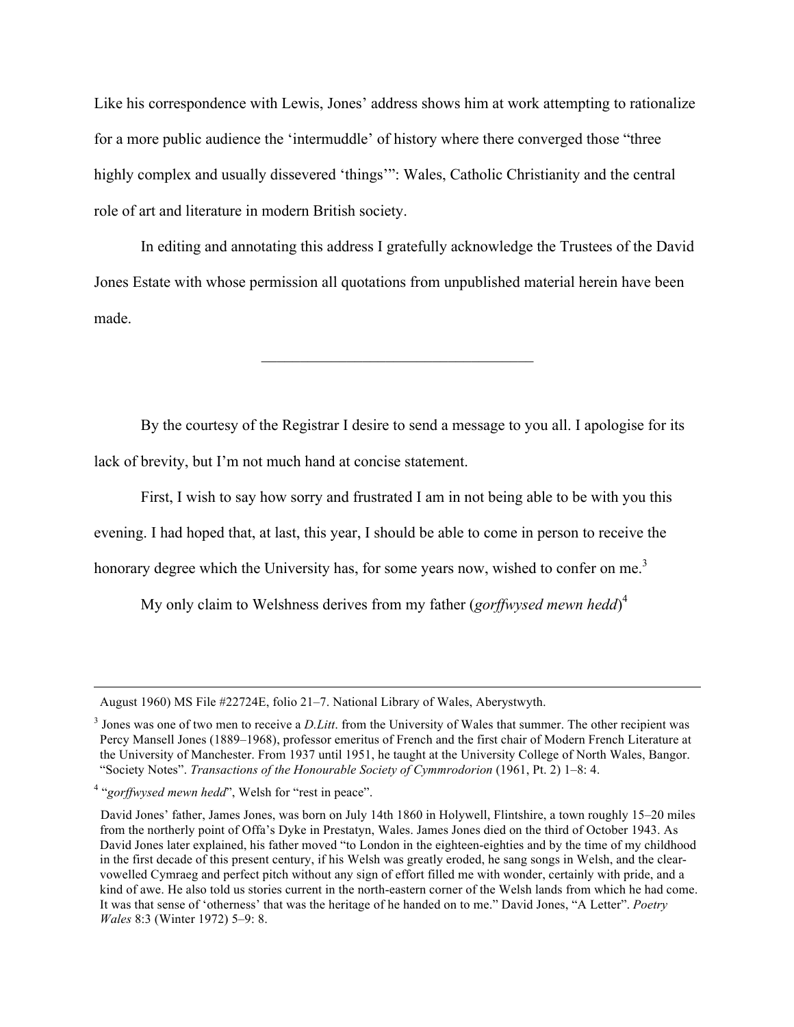Like his correspondence with Lewis, Jones' address shows him at work attempting to rationalize for a more public audience the 'intermuddle' of history where there converged those "three highly complex and usually dissevered 'things'": Wales, Catholic Christianity and the central role of art and literature in modern British society.

In editing and annotating this address I gratefully acknowledge the Trustees of the David Jones Estate with whose permission all quotations from unpublished material herein have been made.

---

By the courtesy of the Registrar I desire to send a message to you all. I apologise for its lack of brevity, but I'm not much hand at concise statement.

First, I wish to say how sorry and frustrated I am in not being able to be with you this evening. I had hoped that, at last, this year, I should be able to come in person to receive the honorary degree which the University has, for some years now, wished to confer on me.[3]

My only claim to Welshness derives from my father (*gorffwysed mewn hedd*)[4]

---

August 1960) MS File #22724E, folio 21–7. National Library of Wales, Aberystwyth.

[3] Jones was one of two men to receive a *D.Litt*. from the University of Wales that summer. The other recipient was Percy Mansell Jones (1889–1968), professor emeritus of French and the first chair of Modern French Literature at the University of Manchester. From 1937 until 1951, he taught at the University College of North Wales, Bangor. "Society Notes". *Transactions of the Honourable Society of Cymmrodorion* (1961, Pt. 2) 1–8: 4.

[4] "*gorffwysed mewn hedd*", Welsh for "rest in peace".

David Jones' father, James Jones, was born on July 14th 1860 in Holywell, Flintshire, a town roughly 15–20 miles from the northerly point of Offa's Dyke in Prestatyn, Wales. James Jones died on the third of October 1943. As David Jones later explained, his father moved "to London in the eighteen-eighties and by the time of my childhood in the first decade of this present century, if his Welsh was greatly eroded, he sang songs in Welsh, and the clear-vowelled Cymraeg and perfect pitch without any sign of effort filled me with wonder, certainly with pride, and a kind of awe. He also told us stories current in the north-eastern corner of the Welsh lands from which he had come. It was that sense of 'otherness' that was the heritage of he handed on to me." David Jones, "A Letter". *Poetry Wales* 8:3 (Winter 1972) 5–9: 8.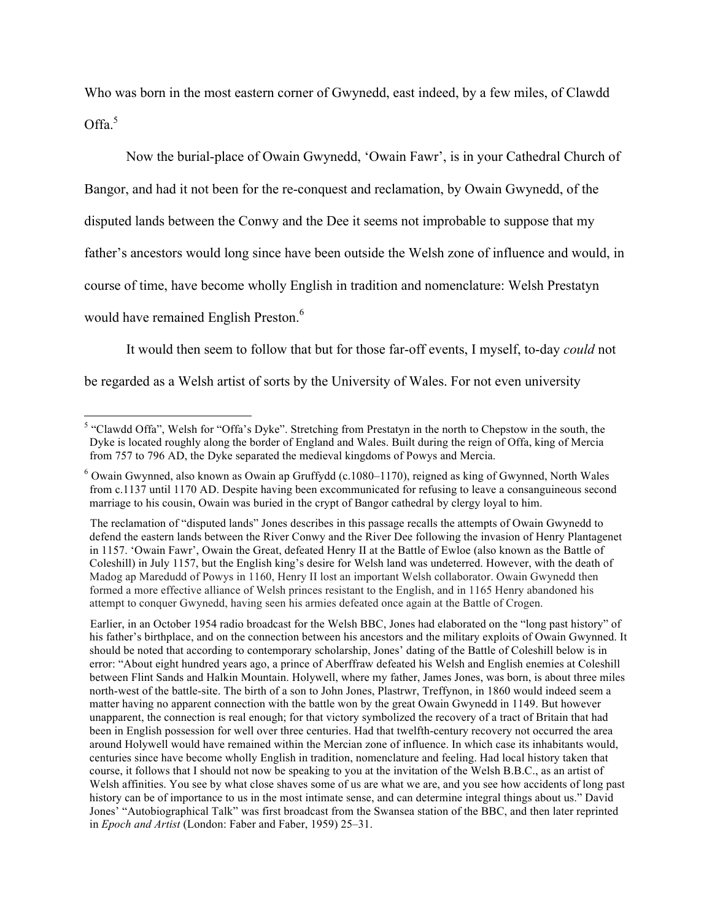Who was born in the most eastern corner of Gwynedd, east indeed, by a few miles, of Clawdd Offa.[5]

Now the burial-place of Owain Gwynedd, 'Owain Fawr', is in your Cathedral Church of Bangor, and had it not been for the re-conquest and reclamation, by Owain Gwynedd, of the disputed lands between the Conwy and the Dee it seems not improbable to suppose that my father's ancestors would long since have been outside the Welsh zone of influence and would, in course of time, have become wholly English in tradition and nomenclature: Welsh Prestatyn would have remained English Preston.[6]

It would then seem to follow that but for those far-off events, I myself, to-day *could* not be regarded as a Welsh artist of sorts by the University of Wales. For not even university

---

[5] "Clawdd Offa", Welsh for "Offa's Dyke". Stretching from Prestatyn in the north to Chepstow in the south, the Dyke is located roughly along the border of England and Wales. Built during the reign of Offa, king of Mercia from 757 to 796 AD, the Dyke separated the medieval kingdoms of Powys and Mercia.

[6] Owain Gwynned, also known as Owain ap Gruffydd (c.1080–1170), reigned as king of Gwynned, North Wales from c.1137 until 1170 AD. Despite having been excommunicated for refusing to leave a consanguineous second marriage to his cousin, Owain was buried in the crypt of Bangor cathedral by clergy loyal to him.

The reclamation of "disputed lands" Jones describes in this passage recalls the attempts of Owain Gwynedd to defend the eastern lands between the River Conwy and the River Dee following the invasion of Henry Plantagenet in 1157. 'Owain Fawr', Owain the Great, defeated Henry II at the Battle of Ewloe (also known as the Battle of Coleshill) in July 1157, but the English king's desire for Welsh land was undeterred. However, with the death of Madog ap Maredudd of Powys in 1160, Henry II lost an important Welsh collaborator. Owain Gwynedd then formed a more effective alliance of Welsh princes resistant to the English, and in 1165 Henry abandoned his attempt to conquer Gwynedd, having seen his armies defeated once again at the Battle of Crogen.

Earlier, in an October 1954 radio broadcast for the Welsh BBC, Jones had elaborated on the "long past history" of his father's birthplace, and on the connection between his ancestors and the military exploits of Owain Gwynned. It should be noted that according to contemporary scholarship, Jones' dating of the Battle of Coleshill below is in error: "About eight hundred years ago, a prince of Aberffraw defeated his Welsh and English enemies at Coleshill between Flint Sands and Halkin Mountain. Holywell, where my father, James Jones, was born, is about three miles north-west of the battle-site. The birth of a son to John Jones, Plastrwr, Treffynon, in 1860 would indeed seem a matter having no apparent connection with the battle won by the great Owain Gwynedd in 1149. But however unapparent, the connection is real enough; for that victory symbolized the recovery of a tract of Britain that had been in English possession for well over three centuries. Had that twelfth-century recovery not occurred the area around Holywell would have remained within the Mercian zone of influence. In which case its inhabitants would, centuries since have become wholly English in tradition, nomenclature and feeling. Had local history taken that course, it follows that I should not now be speaking to you at the invitation of the Welsh B.B.C., as an artist of Welsh affinities. You see by what close shaves some of us are what we are, and you see how accidents of long past history can be of importance to us in the most intimate sense, and can determine integral things about us." David Jones' "Autobiographical Talk" was first broadcast from the Swansea station of the BBC, and then later reprinted in *Epoch and Artist* (London: Faber and Faber, 1959) 25–31.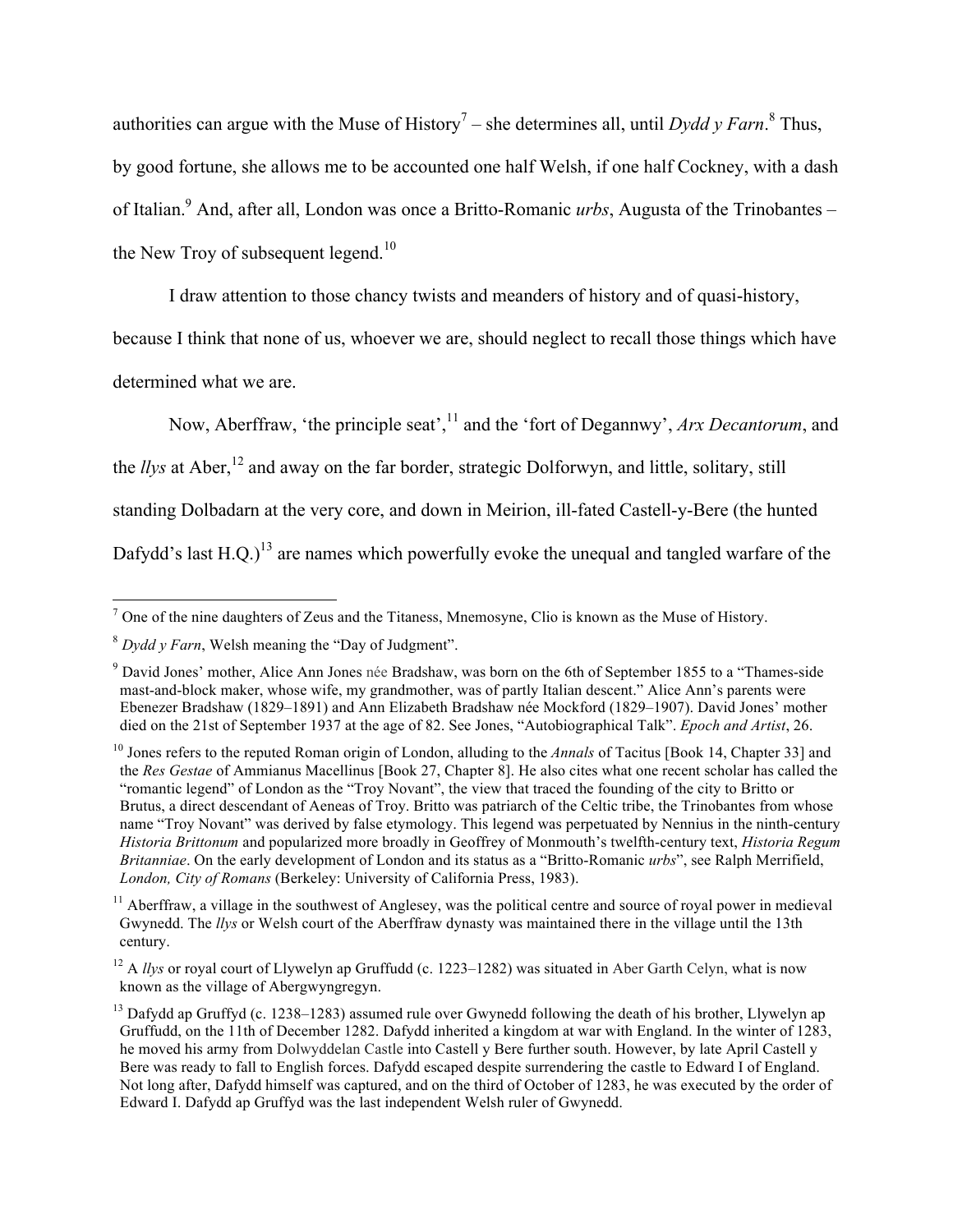authorities can argue with the Muse of History[7] – she determines all, until *Dydd y Farn*.[8] Thus, by good fortune, she allows me to be accounted one half Welsh, if one half Cockney, with a dash of Italian.[9] And, after all, London was once a Britto-Romanic *urbs*, Augusta of the Trinobantes – the New Troy of subsequent legend.[10]

I draw attention to those chancy twists and meanders of history and of quasi-history, because I think that none of us, whoever we are, should neglect to recall those things which have determined what we are.

Now, Aberffraw, 'the principle seat',[11] and the 'fort of Degannwy', *Arx Decantorum*, and the *llys* at Aber,[12] and away on the far border, strategic Dolforwyn, and little, solitary, still standing Dolbadarn at the very core, and down in Meirion, ill-fated Castell-y-Bere (the hunted Dafydd's last H.Q.)[13] are names which powerfully evoke the unequal and tangled warfare of the

---

[7] One of the nine daughters of Zeus and the Titaness, Mnemosyne, Clio is known as the Muse of History.

[8] *Dydd y Farn*, Welsh meaning the "Day of Judgment".

[9] David Jones' mother, Alice Ann Jones née Bradshaw, was born on the 6th of September 1855 to a "Thames-side mast-and-block maker, whose wife, my grandmother, was of partly Italian descent." Alice Ann's parents were Ebenezer Bradshaw (1829–1891) and Ann Elizabeth Bradshaw née Mockford (1829–1907). David Jones' mother died on the 21st of September 1937 at the age of 82. See Jones, "Autobiographical Talk". *Epoch and Artist*, 26.

[10] Jones refers to the reputed Roman origin of London, alluding to the *Annals* of Tacitus [Book 14, Chapter 33] and the *Res Gestae* of Ammianus Macellinus [Book 27, Chapter 8]. He also cites what one recent scholar has called the "romantic legend" of London as the "Troy Novant", the view that traced the founding of the city to Britto or Brutus, a direct descendant of Aeneas of Troy. Britto was patriarch of the Celtic tribe, the Trinobantes from whose name "Troy Novant" was derived by false etymology. This legend was perpetuated by Nennius in the ninth-century *Historia Brittonum* and popularized more broadly in Geoffrey of Monmouth's twelfth-century text, *Historia Regum Britanniae*. On the early development of London and its status as a "Britto-Romanic *urbs*", see Ralph Merrifield, *London, City of Romans* (Berkeley: University of California Press, 1983).

[11] Aberffraw, a village in the southwest of Anglesey, was the political centre and source of royal power in medieval Gwynedd. The *llys* or Welsh court of the Aberffraw dynasty was maintained there in the village until the 13th century.

[12] A *llys* or royal court of Llywelyn ap Gruffudd (c. 1223–1282) was situated in Aber Garth Celyn, what is now known as the village of Abergwyngregyn.

[13] Dafydd ap Gruffyd (c. 1238–1283) assumed rule over Gwynedd following the death of his brother, Llywelyn ap Gruffudd, on the 11th of December 1282. Dafydd inherited a kingdom at war with England. In the winter of 1283, he moved his army from Dolwyddelan Castle into Castell y Bere further south. However, by late April Castell y Bere was ready to fall to English forces. Dafydd escaped despite surrendering the castle to Edward I of England. Not long after, Dafydd himself was captured, and on the third of October of 1283, he was executed by the order of Edward I. Dafydd ap Gruffyd was the last independent Welsh ruler of Gwynedd.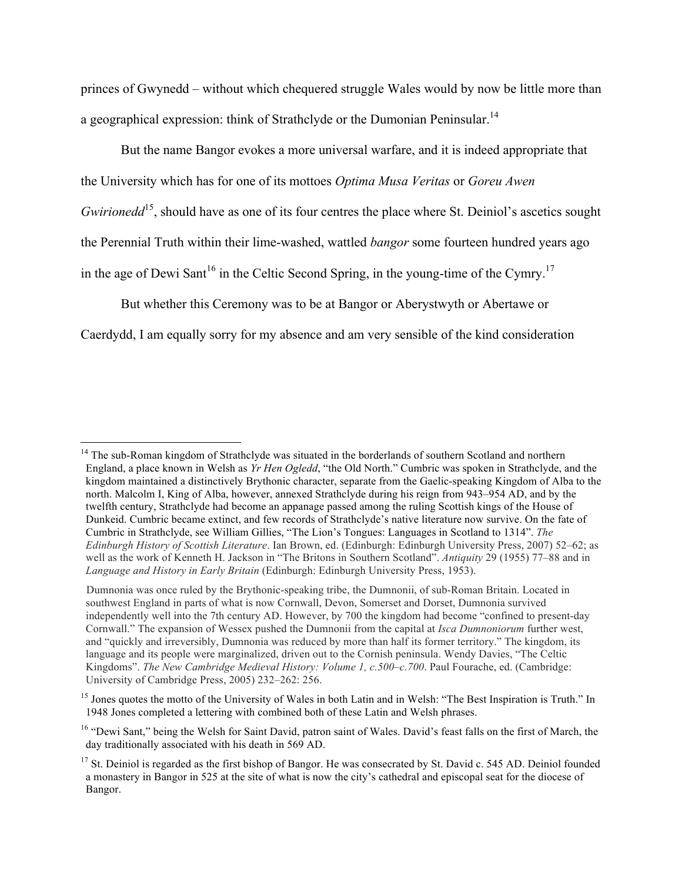princes of Gwynedd – without which chequered struggle Wales would by now be little more than a geographical expression: think of Strathclyde or the Dumonian Peninsular.[14]

But the name Bangor evokes a more universal warfare, and it is indeed appropriate that the University which has for one of its mottoes *Optima Musa Veritas* or *Goreu Awen Gwirionedd*[15], should have as one of its four centres the place where St. Deiniol's ascetics sought the Perennial Truth within their lime-washed, wattled *bangor* some fourteen hundred years ago in the age of Dewi Sant[16] in the Celtic Second Spring, in the young-time of the Cymry.[17]

But whether this Ceremony was to be at Bangor or Aberystwyth or Abertawe or Caerdydd, I am equally sorry for my absence and am very sensible of the kind consideration

---

[14] The sub-Roman kingdom of Strathclyde was situated in the borderlands of southern Scotland and northern England, a place known in Welsh as *Yr Hen Ogledd*, "the Old North." Cumbric was spoken in Strathclyde, and the kingdom maintained a distinctively Brythonic character, separate from the Gaelic-speaking Kingdom of Alba to the north. Malcolm I, King of Alba, however, annexed Strathclyde during his reign from 943–954 AD, and by the twelfth century, Strathclyde had become an appanage passed among the ruling Scottish kings of the House of Dunkeid. Cumbric became extinct, and few records of Strathclyde's native literature now survive. On the fate of Cumbric in Strathclyde, see William Gillies, "The Lion's Tongues: Languages in Scotland to 1314". *The Edinburgh History of Scottish Literature*. Ian Brown, ed. (Edinburgh: Edinburgh University Press, 2007) 52–62; as well as the work of Kenneth H. Jackson in "The Britons in Southern Scotland". *Antiquity* 29 (1955) 77–88 and in *Language and History in Early Britain* (Edinburgh: Edinburgh University Press, 1953).

Dumnonia was once ruled by the Brythonic-speaking tribe, the Dumnonii, of sub-Roman Britain. Located in southwest England in parts of what is now Cornwall, Devon, Somerset and Dorset, Dumnonia survived independently well into the 7th century AD. However, by 700 the kingdom had become "confined to present-day Cornwall." The expansion of Wessex pushed the Dumnonii from the capital at *Isca Dumnoniorum* further west, and "quickly and irreversibly, Dumnonia was reduced by more than half its former territory." The kingdom, its language and its people were marginalized, driven out to the Cornish peninsula. Wendy Davies, "The Celtic Kingdoms". *The New Cambridge Medieval History: Volume 1, c.500–c.700*. Paul Fourache, ed. (Cambridge: University of Cambridge Press, 2005) 232–262: 256.

[15] Jones quotes the motto of the University of Wales in both Latin and in Welsh: "The Best Inspiration is Truth." In 1948 Jones completed a lettering with combined both of these Latin and Welsh phrases.

[16] "Dewi Sant," being the Welsh for Saint David, patron saint of Wales. David's feast falls on the first of March, the day traditionally associated with his death in 569 AD.

[17] St. Deiniol is regarded as the first bishop of Bangor. He was consecrated by St. David c. 545 AD. Deiniol founded a monastery in Bangor in 525 at the site of what is now the city's cathedral and episcopal seat for the diocese of Bangor.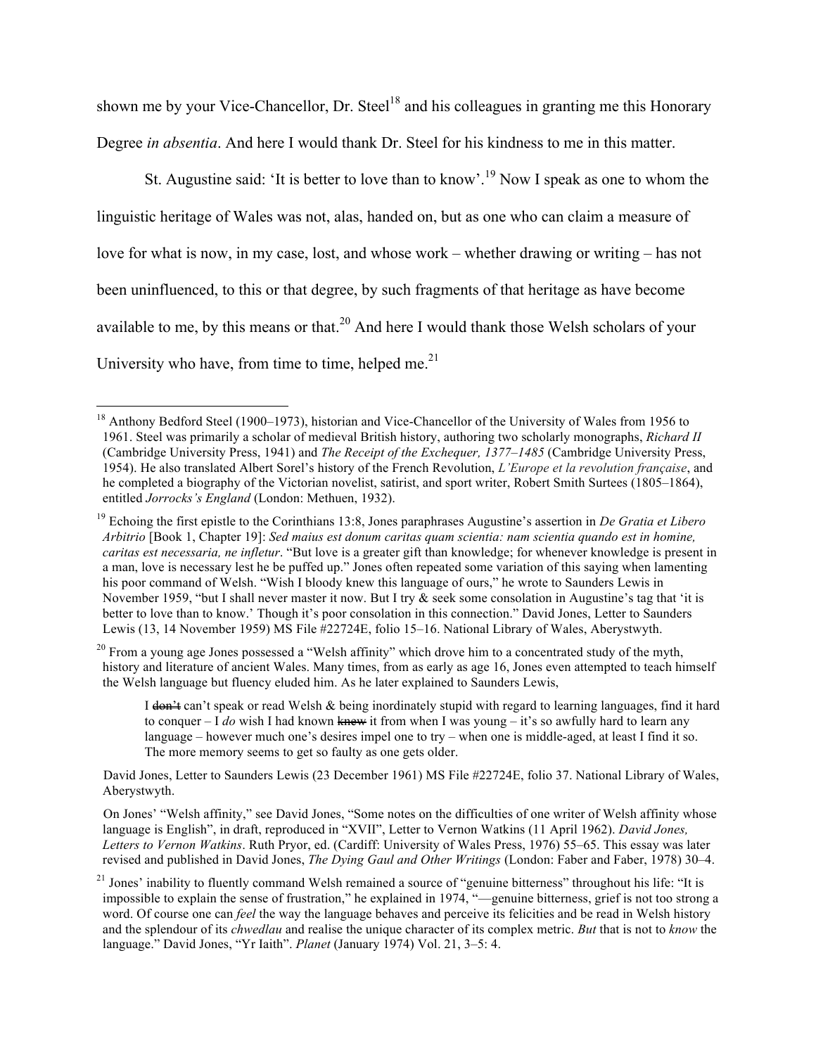shown me by your Vice-Chancellor, Dr. Steel[18] and his colleagues in granting me this Honorary Degree *in absentia*. And here I would thank Dr. Steel for his kindness to me in this matter.

St. Augustine said: 'It is better to love than to know'.[19] Now I speak as one to whom the linguistic heritage of Wales was not, alas, handed on, but as one who can claim a measure of love for what is now, in my case, lost, and whose work – whether drawing or writing – has not been uninfluenced, to this or that degree, by such fragments of that heritage as have become available to me, by this means or that.[20] And here I would thank those Welsh scholars of your University who have, from time to time, helped me.[21]

---

[18] Anthony Bedford Steel (1900–1973), historian and Vice-Chancellor of the University of Wales from 1956 to 1961. Steel was primarily a scholar of medieval British history, authoring two scholarly monographs, *Richard II* (Cambridge University Press, 1941) and *The Receipt of the Exchequer, 1377–1485* (Cambridge University Press, 1954). He also translated Albert Sorel's history of the French Revolution, *L'Europe et la revolution française*, and he completed a biography of the Victorian novelist, satirist, and sport writer, Robert Smith Surtees (1805–1864), entitled *Jorrocks's England* (London: Methuen, 1932).

[19] Echoing the first epistle to the Corinthians 13:8, Jones paraphrases Augustine's assertion in *De Gratia et Libero Arbitrio* [Book 1, Chapter 19]: *Sed maius est donum caritas quam scientia: nam scientia quando est in homine, caritas est necessaria, ne infletur*. "But love is a greater gift than knowledge; for whenever knowledge is present in a man, love is necessary lest he be puffed up." Jones often repeated some variation of this saying when lamenting his poor command of Welsh. "Wish I bloody knew this language of ours," he wrote to Saunders Lewis in November 1959, "but I shall never master it now. But I try & seek some consolation in Augustine's tag that 'it is better to love than to know.' Though it's poor consolation in this connection." David Jones, Letter to Saunders Lewis (13, 14 November 1959) MS File #22724E, folio 15–16. National Library of Wales, Aberystwyth.

[20] From a young age Jones possessed a "Welsh affinity" which drove him to a concentrated study of the myth, history and literature of ancient Wales. Many times, from as early as age 16, Jones even attempted to teach himself the Welsh language but fluency eluded him. As he later explained to Saunders Lewis,

> I ~~don't~~ can't speak or read Welsh & being inordinately stupid with regard to learning languages, find it hard to conquer – I *do* wish I had known ~~knew~~ it from when I was young – it's so awfully hard to learn any language – however much one's desires impel one to try – when one is middle-aged, at least I find it so. The more memory seems to get so faulty as one gets older.

David Jones, Letter to Saunders Lewis (23 December 1961) MS File #22724E, folio 37. National Library of Wales, Aberystwyth.

On Jones' "Welsh affinity," see David Jones, "Some notes on the difficulties of one writer of Welsh affinity whose language is English", in draft, reproduced in "XVII", Letter to Vernon Watkins (11 April 1962). *David Jones, Letters to Vernon Watkins*. Ruth Pryor, ed. (Cardiff: University of Wales Press, 1976) 55–65. This essay was later revised and published in David Jones, *The Dying Gaul and Other Writings* (London: Faber and Faber, 1978) 30–4.

[21] Jones' inability to fluently command Welsh remained a source of "genuine bitterness" throughout his life: "It is impossible to explain the sense of frustration," he explained in 1974, "—genuine bitterness, grief is not too strong a word. Of course one can *feel* the way the language behaves and perceive its felicities and be read in Welsh history and the splendour of its *chwedlau* and realise the unique character of its complex metric. *But* that is not to *know* the language." David Jones, "Yr Iaith". *Planet* (January 1974) Vol. 21, 3–5: 4.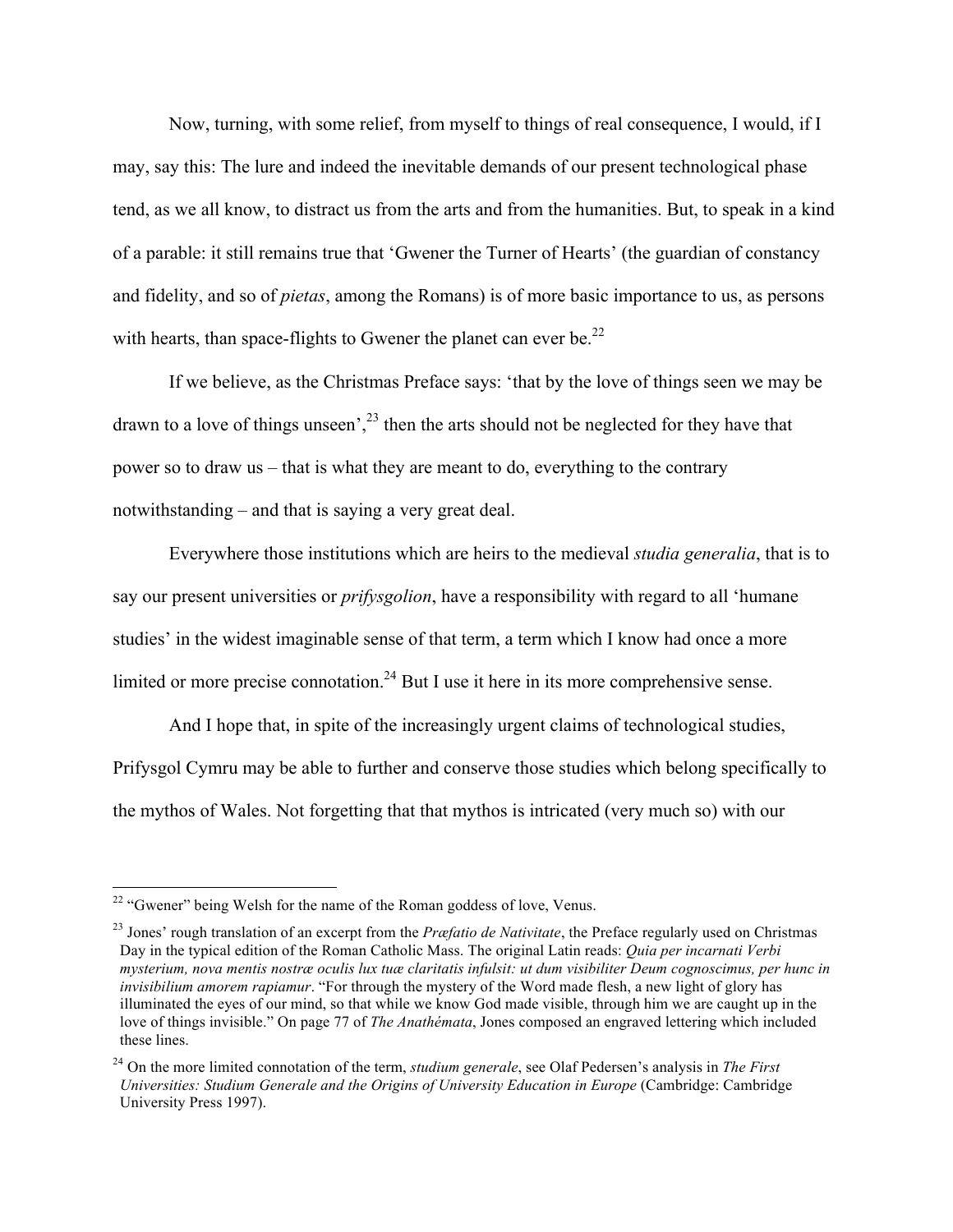Now, turning, with some relief, from myself to things of real consequence, I would, if I may, say this: The lure and indeed the inevitable demands of our present technological phase tend, as we all know, to distract us from the arts and from the humanities. But, to speak in a kind of a parable: it still remains true that 'Gwener the Turner of Hearts' (the guardian of constancy and fidelity, and so of *pietas*, among the Romans) is of more basic importance to us, as persons with hearts, than space-flights to Gwener the planet can ever be.[22]

If we believe, as the Christmas Preface says: 'that by the love of things seen we may be drawn to a love of things unseen',[23] then the arts should not be neglected for they have that power so to draw us – that is what they are meant to do, everything to the contrary notwithstanding – and that is saying a very great deal.

Everywhere those institutions which are heirs to the medieval *studia generalia*, that is to say our present universities or *prifysgolion*, have a responsibility with regard to all 'humane studies' in the widest imaginable sense of that term, a term which I know had once a more limited or more precise connotation.[24] But I use it here in its more comprehensive sense.

And I hope that, in spite of the increasingly urgent claims of technological studies, Prifysgol Cymru may be able to further and conserve those studies which belong specifically to the mythos of Wales. Not forgetting that that mythos is intricated (very much so) with our

---

[22] "Gwener" being Welsh for the name of the Roman goddess of love, Venus.

[23] Jones' rough translation of an excerpt from the *Præfatio de Nativitate*, the Preface regularly used on Christmas Day in the typical edition of the Roman Catholic Mass. The original Latin reads: *Quia per incarnati Verbi mysterium, nova mentis nostræ oculis lux tuæ claritatis infulsit: ut dum visibiliter Deum cognoscimus, per hunc in invisibilium amorem rapiamur*. "For through the mystery of the Word made flesh, a new light of glory has illuminated the eyes of our mind, so that while we know God made visible, through him we are caught up in the love of things invisible." On page 77 of *The Anathémata*, Jones composed an engraved lettering which included these lines.

[24] On the more limited connotation of the term, *studium generale*, see Olaf Pedersen's analysis in *The First Universities: Studium Generale and the Origins of University Education in Europe* (Cambridge: Cambridge University Press 1997).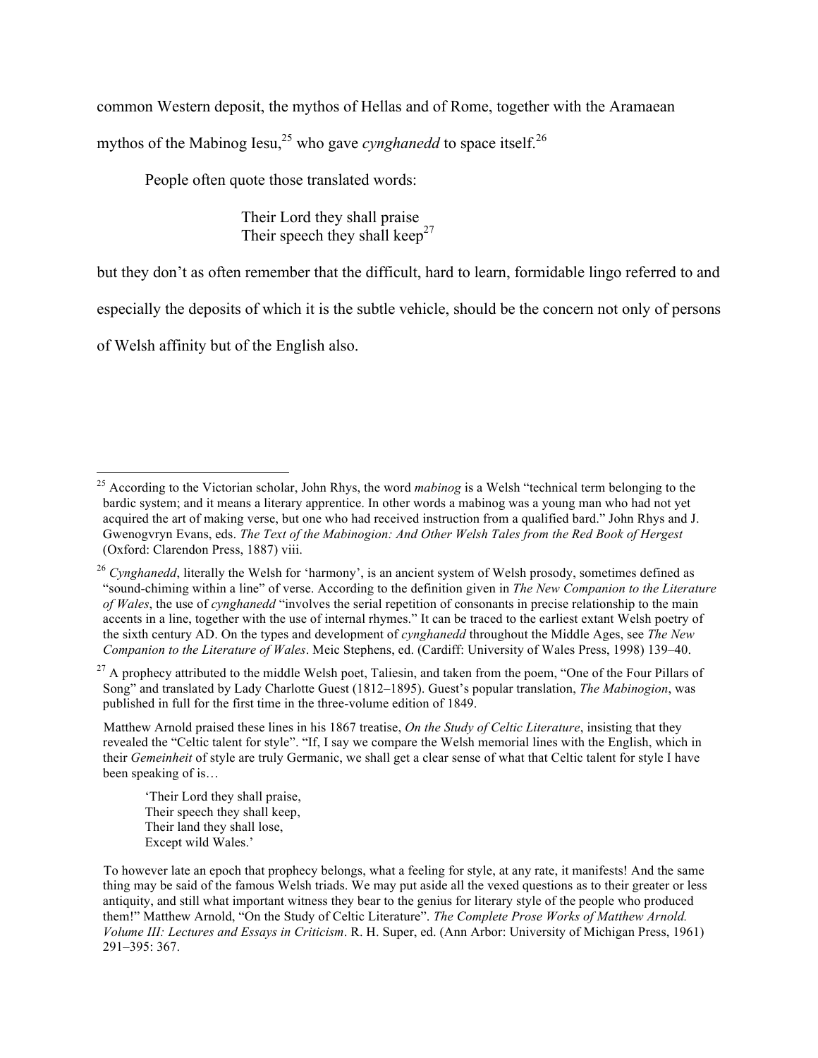common Western deposit, the mythos of Hellas and of Rome, together with the Aramaean mythos of the Mabinog Iesu,[25] who gave *cynghanedd* to space itself.[26]

People often quote those translated words:

> Their Lord they shall praise  
> Their speech they shall keep[27]

but they don't as often remember that the difficult, hard to learn, formidable lingo referred to and especially the deposits of which it is the subtle vehicle, should be the concern not only of persons of Welsh affinity but of the English also.

---

[25] According to the Victorian scholar, John Rhys, the word *mabinog* is a Welsh "technical term belonging to the bardic system; and it means a literary apprentice. In other words a mabinog was a young man who had not yet acquired the art of making verse, but one who had received instruction from a qualified bard." John Rhys and J. Gwenogvryn Evans, eds. *The Text of the Mabinogion: And Other Welsh Tales from the Red Book of Hergest* (Oxford: Clarendon Press, 1887) viii.

[26] *Cynghanedd*, literally the Welsh for 'harmony', is an ancient system of Welsh prosody, sometimes defined as "sound-chiming within a line" of verse. According to the definition given in *The New Companion to the Literature of Wales*, the use of *cynghanedd* "involves the serial repetition of consonants in precise relationship to the main accents in a line, together with the use of internal rhymes." It can be traced to the earliest extant Welsh poetry of the sixth century AD. On the types and development of *cynghanedd* throughout the Middle Ages, see *The New Companion to the Literature of Wales*. Meic Stephens, ed. (Cardiff: University of Wales Press, 1998) 139–40.

[27] A prophecy attributed to the middle Welsh poet, Taliesin, and taken from the poem, "One of the Four Pillars of Song" and translated by Lady Charlotte Guest (1812–1895). Guest's popular translation, *The Mabinogion*, was published in full for the first time in the three-volume edition of 1849.

Matthew Arnold praised these lines in his 1867 treatise, *On the Study of Celtic Literature*, insisting that they revealed the "Celtic talent for style". "If, I say we compare the Welsh memorial lines with the English, which in their *Gemeinheit* of style are truly Germanic, we shall get a clear sense of what that Celtic talent for style I have been speaking of is…

> 'Their Lord they shall praise,  
> Their speech they shall keep,  
> Their land they shall lose,  
> Except wild Wales.'

To however late an epoch that prophecy belongs, what a feeling for style, at any rate, it manifests! And the same thing may be said of the famous Welsh triads. We may put aside all the vexed questions as to their greater or less antiquity, and still what important witness they bear to the genius for literary style of the people who produced them!" Matthew Arnold, "On the Study of Celtic Literature". *The Complete Prose Works of Matthew Arnold. Volume III: Lectures and Essays in Criticism*. R. H. Super, ed. (Ann Arbor: University of Michigan Press, 1961) 291–395: 367.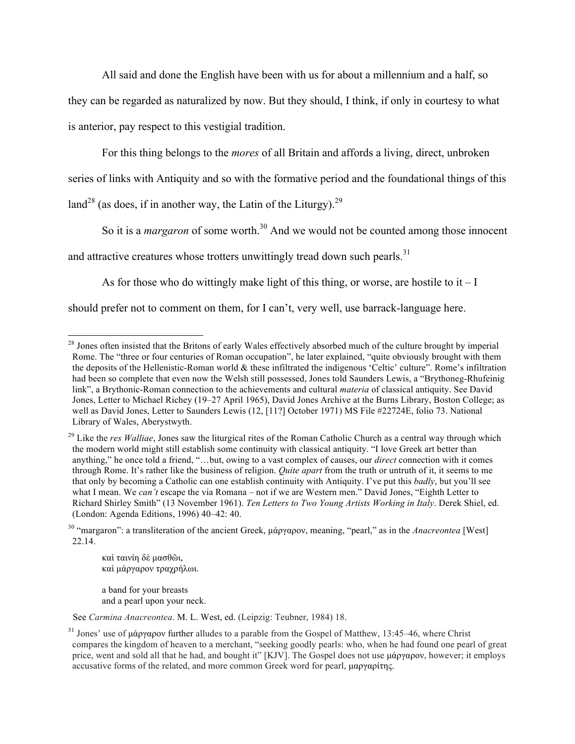All said and done the English have been with us for about a millennium and a half, so they can be regarded as naturalized by now. But they should, I think, if only in courtesy to what is anterior, pay respect to this vestigial tradition.

For this thing belongs to the *mores* of all Britain and affords a living, direct, unbroken series of links with Antiquity and so with the formative period and the foundational things of this land[28] (as does, if in another way, the Latin of the Liturgy).[29]

So it is a *margaron* of some worth.[30] And we would not be counted among those innocent and attractive creatures whose trotters unwittingly tread down such pearls.[31]

As for those who do wittingly make light of this thing, or worse, are hostile to it – I should prefer not to comment on them, for I can't, very well, use barrack-language here.

---

[28] Jones often insisted that the Britons of early Wales effectively absorbed much of the culture brought by imperial Rome. The "three or four centuries of Roman occupation", he later explained, "quite obviously brought with them the deposits of the Hellenistic-Roman world & these infiltrated the indigenous 'Celtic' culture". Rome's infiltration had been so complete that even now the Welsh still possessed, Jones told Saunders Lewis, a "Brythoneg-Rhufeinig link", a Brythonic-Roman connection to the achievements and cultural *materia* of classical antiquity. See David Jones, Letter to Michael Richey (19–27 April 1965), David Jones Archive at the Burns Library, Boston College; as well as David Jones, Letter to Saunders Lewis (12, [11?] October 1971) MS File #22724E, folio 73. National Library of Wales, Aberystwyth.

[29] Like the *res Walliae*, Jones saw the liturgical rites of the Roman Catholic Church as a central way through which the modern world might still establish some continuity with classical antiquity. "I love Greek art better than anything," he once told a friend, "…but, owing to a vast complex of causes, our *direct* connection with it comes through Rome. It's rather like the business of religion. *Quite apart* from the truth or untruth of it, it seems to me that only by becoming a Catholic can one establish continuity with Antiquity. I've put this *badly*, but you'll see what I mean. We *can't* escape the via Romana – not if we are Western men." David Jones, "Eighth Letter to Richard Shirley Smith" (13 November 1961). *Ten Letters to Two Young Artists Working in Italy*. Derek Shiel, ed. (London: Agenda Editions, 1996) 40–42: 40.

[30] "margaron": a transliteration of the ancient Greek, μάργαρον, meaning, "pearl," as in the *Anacreontea* [West] 22.14.

> καὶ ταινίη δὲ μασθῶι,
> καὶ μάργαρον τραχήλωι.
>
> a band for your breasts
> and a pearl upon your neck.

See *Carmina Anacreontea*. M. L. West, ed. (Leipzig: Teubner, 1984) 18.

[31] Jones' use of μάργαρον further alludes to a parable from the Gospel of Matthew, 13:45–46, where Christ compares the kingdom of heaven to a merchant, "seeking goodly pearls: who, when he had found one pearl of great price, went and sold all that he had, and bought it" [KJV]. The Gospel does not use μάργαρον, however; it employs accusative forms of the related, and more common Greek word for pearl, μαργαρίτης.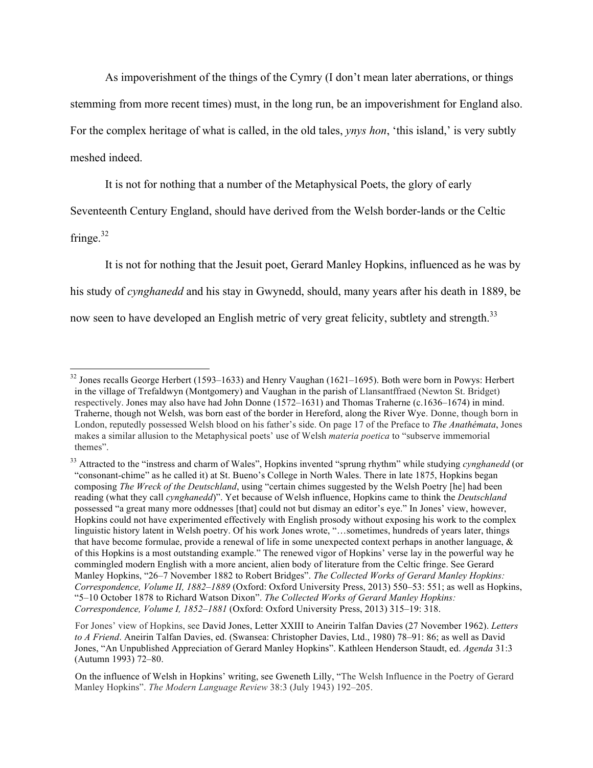As impoverishment of the things of the Cymry (I don't mean later aberrations, or things stemming from more recent times) must, in the long run, be an impoverishment for England also. For the complex heritage of what is called, in the old tales, *ynys hon*, 'this island,' is very subtly meshed indeed.

It is not for nothing that a number of the Metaphysical Poets, the glory of early Seventeenth Century England, should have derived from the Welsh border-lands or the Celtic fringe.[32]

It is not for nothing that the Jesuit poet, Gerard Manley Hopkins, influenced as he was by his study of *cynghanedd* and his stay in Gwynedd, should, many years after his death in 1889, be now seen to have developed an English metric of very great felicity, subtlety and strength.[33]

---

[32] Jones recalls George Herbert (1593–1633) and Henry Vaughan (1621–1695). Both were born in Powys: Herbert in the village of Trefaldwyn (Montgomery) and Vaughan in the parish of Llansantffraed (Newton St. Bridget) respectively. Jones may also have had John Donne (1572–1631) and Thomas Traherne (c.1636–1674) in mind. Traherne, though not Welsh, was born east of the border in Hereford, along the River Wye. Donne, though born in London, reputedly possessed Welsh blood on his father's side. On page 17 of the Preface to *The Anathémata*, Jones makes a similar allusion to the Metaphysical poets' use of Welsh *materia poetica* to "subserve immemorial themes".

[33] Attracted to the "instress and charm of Wales", Hopkins invented "sprung rhythm" while studying *cynghanedd* (or "consonant-chime" as he called it) at St. Bueno's College in North Wales. There in late 1875, Hopkins began composing *The Wreck of the Deutschland*, using "certain chimes suggested by the Welsh Poetry [he] had been reading (what they call *cynghanedd*)". Yet because of Welsh influence, Hopkins came to think the *Deutschland* possessed "a great many more oddnesses [that] could not but dismay an editor's eye." In Jones' view, however, Hopkins could not have experimented effectively with English prosody without exposing his work to the complex linguistic history latent in Welsh poetry. Of his work Jones wrote, "…sometimes, hundreds of years later, things that have become formulae, provide a renewal of life in some unexpected context perhaps in another language, & of this Hopkins is a most outstanding example." The renewed vigor of Hopkins' verse lay in the powerful way he commingled modern English with a more ancient, alien body of literature from the Celtic fringe. See Gerard Manley Hopkins, "26–7 November 1882 to Robert Bridges". *The Collected Works of Gerard Manley Hopkins: Correspondence, Volume II, 1882–1889* (Oxford: Oxford University Press, 2013) 550–53: 551; as well as Hopkins, "5–10 October 1878 to Richard Watson Dixon". *The Collected Works of Gerard Manley Hopkins: Correspondence, Volume I, 1852–1881* (Oxford: Oxford University Press, 2013) 315–19: 318.

For Jones' view of Hopkins, see David Jones, Letter XXIII to Aneirin Talfan Davies (27 November 1962). *Letters to A Friend*. Aneirin Talfan Davies, ed. (Swansea: Christopher Davies, Ltd., 1980) 78–91: 86; as well as David Jones, "An Unpublished Appreciation of Gerard Manley Hopkins". Kathleen Henderson Staudt, ed. *Agenda* 31:3 (Autumn 1993) 72–80.

On the influence of Welsh in Hopkins' writing, see Gweneth Lilly, "The Welsh Influence in the Poetry of Gerard Manley Hopkins". *The Modern Language Review* 38:3 (July 1943) 192–205.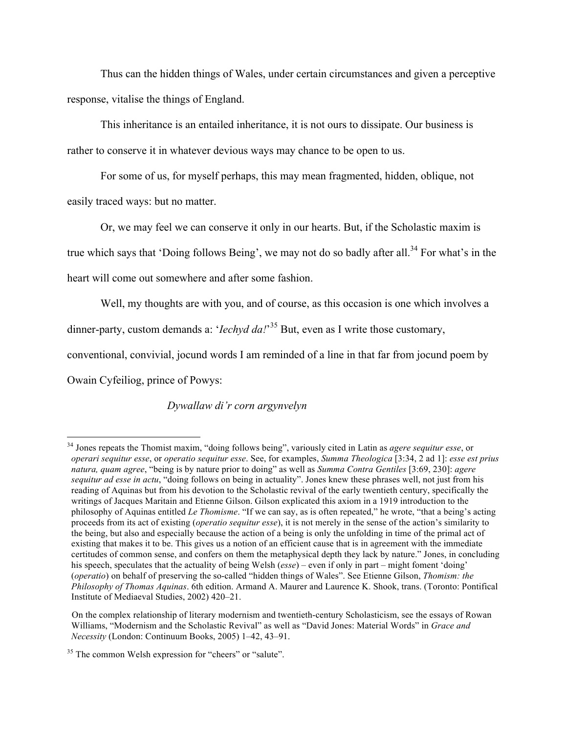Thus can the hidden things of Wales, under certain circumstances and given a perceptive response, vitalise the things of England.

This inheritance is an entailed inheritance, it is not ours to dissipate. Our business is rather to conserve it in whatever devious ways may chance to be open to us.

For some of us, for myself perhaps, this may mean fragmented, hidden, oblique, not easily traced ways: but no matter.

Or, we may feel we can conserve it only in our hearts. But, if the Scholastic maxim is true which says that 'Doing follows Being', we may not do so badly after all.[34] For what's in the heart will come out somewhere and after some fashion.

Well, my thoughts are with you, and of course, as this occasion is one which involves a dinner-party, custom demands a: '*Iechyd da!*'[35] But, even as I write those customary, conventional, convivial, jocund words I am reminded of a line in that far from jocund poem by Owain Cyfeiliog, prince of Powys:

*Dywallaw di'r corn argynvelyn*

---

[34] Jones repeats the Thomist maxim, "doing follows being", variously cited in Latin as *agere sequitur esse*, or *operari sequitur esse*, or *operatio sequitur esse*. See, for examples, *Summa Theologica* [3:34, 2 ad 1]: *esse est prius natura, quam agree*, "being is by nature prior to doing" as well as *Summa Contra Gentiles* [3:69, 230]: *agere sequitur ad esse in actu*, "doing follows on being in actuality". Jones knew these phrases well, not just from his reading of Aquinas but from his devotion to the Scholastic revival of the early twentieth century, specifically the writings of Jacques Maritain and Etienne Gilson. Gilson explicated this axiom in a 1919 introduction to the philosophy of Aquinas entitled *Le Thomisme*. "If we can say, as is often repeated," he wrote, "that a being's acting proceeds from its act of existing (*operatio sequitur esse*), it is not merely in the sense of the action's similarity to the being, but also and especially because the action of a being is only the unfolding in time of the primal act of existing that makes it to be. This gives us a notion of an efficient cause that is in agreement with the immediate certitudes of common sense, and confers on them the metaphysical depth they lack by nature." Jones, in concluding his speech, speculates that the actuality of being Welsh (*esse*) – even if only in part – might foment 'doing' (*operatio*) on behalf of preserving the so-called "hidden things of Wales". See Etienne Gilson, *Thomism: the Philosophy of Thomas Aquinas*. 6th edition. Armand A. Maurer and Laurence K. Shook, trans. (Toronto: Pontifical Institute of Mediaeval Studies, 2002) 420–21.

On the complex relationship of literary modernism and twentieth-century Scholasticism, see the essays of Rowan Williams, "Modernism and the Scholastic Revival" as well as "David Jones: Material Words" in *Grace and Necessity* (London: Continuum Books, 2005) 1–42, 43–91.

[35] The common Welsh expression for "cheers" or "salute".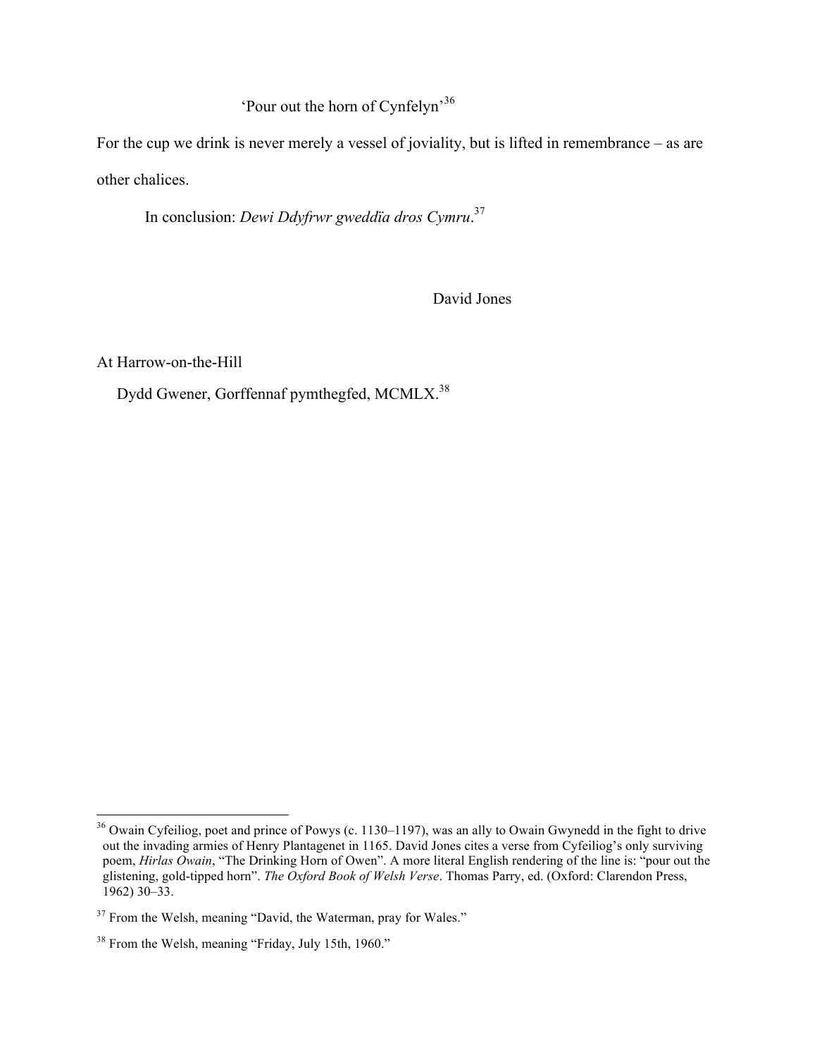'Pour out the horn of Cynfelyn'[36]

For the cup we drink is never merely a vessel of joviality, but is lifted in remembrance – as are other chalices.

In conclusion: *Dewi Ddyfrwr gweddïa dros Cymru*.[37]

David Jones

At Harrow-on-the-Hill

Dydd Gwener, Gorffennaf pymthegfed, MCMLX.[38]

---

[36] Owain Cyfeiliog, poet and prince of Powys (c. 1130–1197), was an ally to Owain Gwynedd in the fight to drive out the invading armies of Henry Plantagenet in 1165. David Jones cites a verse from Cyfeiliog's only surviving poem, *Hirlas Owain*, "The Drinking Horn of Owen". A more literal English rendering of the line is: "pour out the glistening, gold-tipped horn". *The Oxford Book of Welsh Verse*. Thomas Parry, ed. (Oxford: Clarendon Press, 1962) 30–33.

[37] From the Welsh, meaning "David, the Waterman, pray for Wales."

[38] From the Welsh, meaning "Friday, July 15th, 1960."